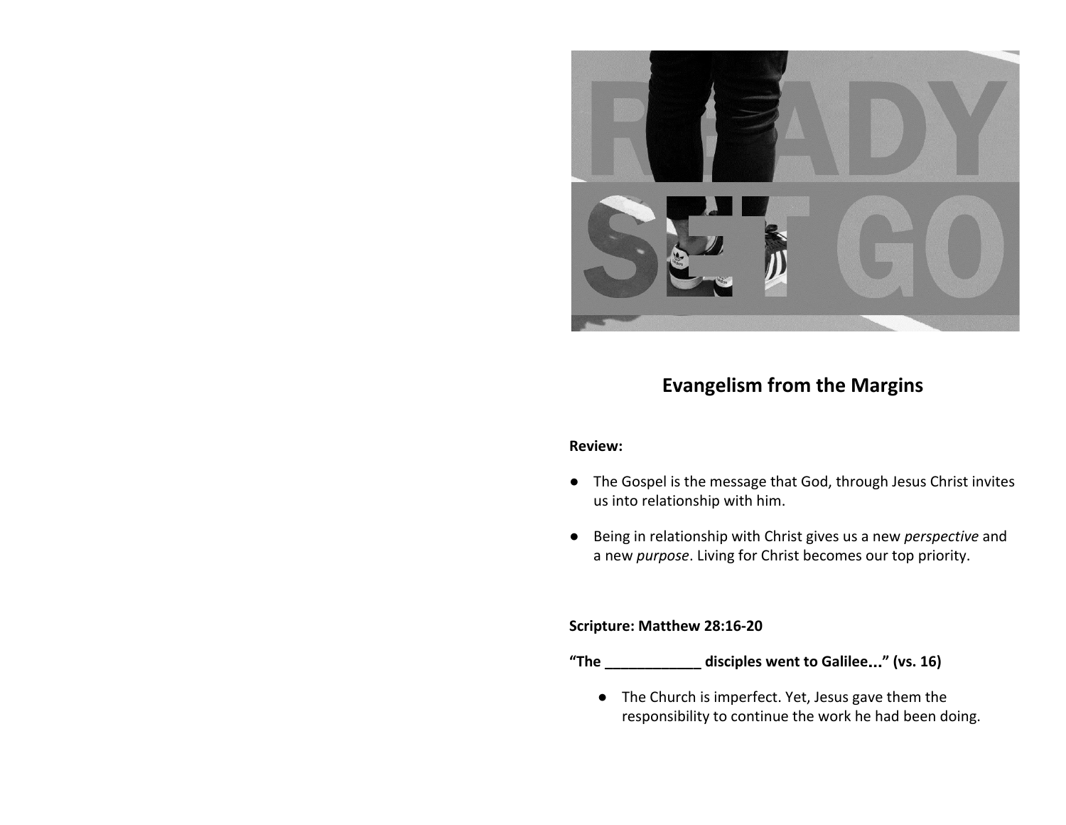READY SET GO

## Evangelism from the Margins

**Review:**

- The Gospel is the message that God, through Jesus Christ invites us into relationship with him.
- Being in relationship with Christ gives us a new *perspective* and a new *purpose*. Living for Christ becomes our top priority.

**Scripture: Matthew 28:16-20**

**"The ____________ disciples went to Galilee..." (vs. 16)**

- The Church is imperfect. Yet, Jesus gave them the responsibility to continue the work he had been doing.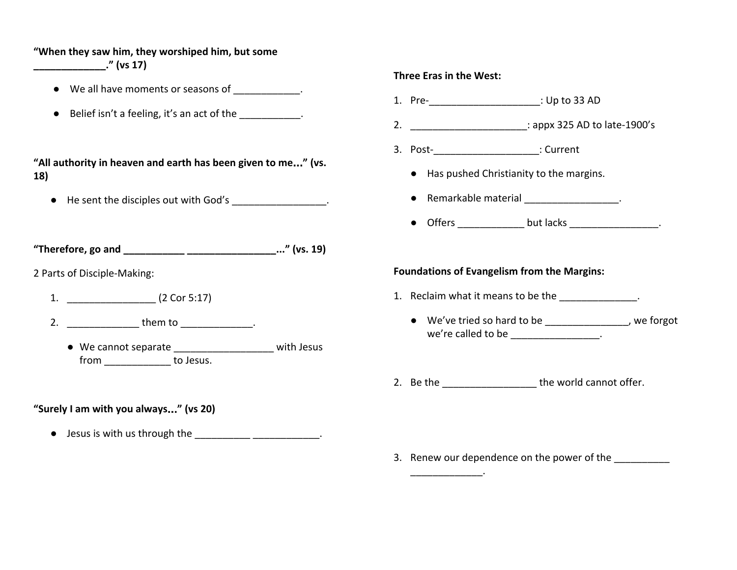**"When they saw him, they worshiped him, but some _____________." (vs 17)**

- We all have moments or seasons of ____________.
- Belief isn't a feeling, it's an act of the ___________.

**"All authority in heaven and earth has been given to me..." (vs. 18)**

- He sent the disciples out with God's _________________.

**"Therefore, go and ___________ ________________..." (vs. 19)**

2 Parts of Disciple-Making:

1. ________________ (2 Cor 5:17)
2. _____________ them to _____________.
   - We cannot separate __________________ with Jesus from ____________ to Jesus.

**"Surely I am with you always..." (vs 20)**

- Jesus is with us through the __________ ____________.

**Three Eras in the West:**

1. Pre-____________________: Up to 33 AD
2. _____________________: appx 325 AD to late-1900's
3. Post-___________________: Current
   - Has pushed Christianity to the margins.
   - Remarkable material _________________.
   - Offers ____________ but lacks ________________.

**Foundations of Evangelism from the Margins:**

1. Reclaim what it means to be the ______________.
   - We've tried so hard to be _______________, we forgot we're called to be ________________.
2. Be the _________________ the world cannot offer.
3. Renew our dependence on the power of the __________ _____________.